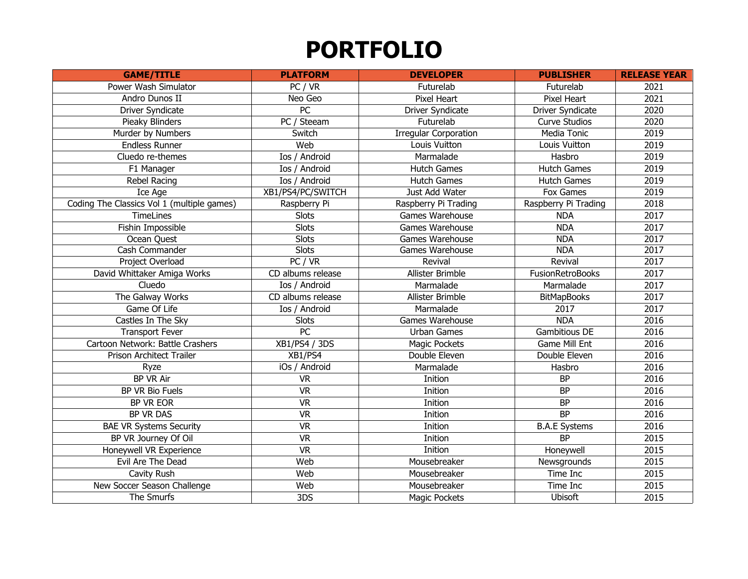# PORTFOLIO

| GAME/TITLE | PLATFORM | DEVELOPER | PUBLISHER | RELEASE YEAR |
|---|---|---|---|---|
| Power Wash Simulator | PC / VR | Futurelab | Futurelab | 2021 |
| Andro Dunos II | Neo Geo | Pixel Heart | Pixel Heart | 2021 |
| Driver Syndicate | PC | Driver Syndicate | Driver Syndicate | 2020 |
| Pieaky Blinders | PC / Steeam | Futurelab | Curve Studios | 2020 |
| Murder by Numbers | Switch | Irregular Corporation | Media Tonic | 2019 |
| Endless Runner | Web | Louis Vuitton | Louis Vuitton | 2019 |
| Cluedo re-themes | Ios / Android | Marmalade | Hasbro | 2019 |
| F1 Manager | Ios / Android | Hutch Games | Hutch Games | 2019 |
| Rebel Racing | Ios / Android | Hutch Games | Hutch Games | 2019 |
| Ice Age | XB1/PS4/PC/SWITCH | Just Add Water | Fox Games | 2019 |
| Coding The Classics Vol 1 (multiple games) | Raspberry Pi | Raspberry Pi Trading | Raspberry Pi Trading | 2018 |
| TimeLines | Slots | Games Warehouse | NDA | 2017 |
| Fishin Impossible | Slots | Games Warehouse | NDA | 2017 |
| Ocean Quest | Slots | Games Warehouse | NDA | 2017 |
| Cash Commander | Slots | Games Warehouse | NDA | 2017 |
| Project Overload | PC / VR | Revival | Revival | 2017 |
| David Whittaker Amiga Works | CD albums release | Allister Brimble | FusionRetroBooks | 2017 |
| Cluedo | Ios / Android | Marmalade | Marmalade | 2017 |
| The Galway Works | CD albums release | Allister Brimble | BitMapBooks | 2017 |
| Game Of Life | Ios / Android | Marmalade | 2017 | 2017 |
| Castles In The Sky | Slots | Games Warehouse | NDA | 2016 |
| Transport Fever | PC | Urban Games | Gambitious DE | 2016 |
| Cartoon Network: Battle Crashers | XB1/PS4 / 3DS | Magic Pockets | Game Mill Ent | 2016 |
| Prison Architect Trailer | XB1/PS4 | Double Eleven | Double Eleven | 2016 |
| Ryze | iOs / Android | Marmalade | Hasbro | 2016 |
| BP VR Air | VR | Inition | BP | 2016 |
| BP VR Bio Fuels | VR | Inition | BP | 2016 |
| BP VR EOR | VR | Inition | BP | 2016 |
| BP VR DAS | VR | Inition | BP | 2016 |
| BAE VR Systems Security | VR | Inition | B.A.E Systems | 2016 |
| BP VR Journey Of Oil | VR | Inition | BP | 2015 |
| Honeywell VR Experience | VR | Inition | Honeywell | 2015 |
| Evil Are The Dead | Web | Mousebreaker | Newsgrounds | 2015 |
| Cavity Rush | Web | Mousebreaker | Time Inc | 2015 |
| New Soccer Season Challenge | Web | Mousebreaker | Time Inc | 2015 |
| The Smurfs | 3DS | Magic Pockets | Ubisoft | 2015 |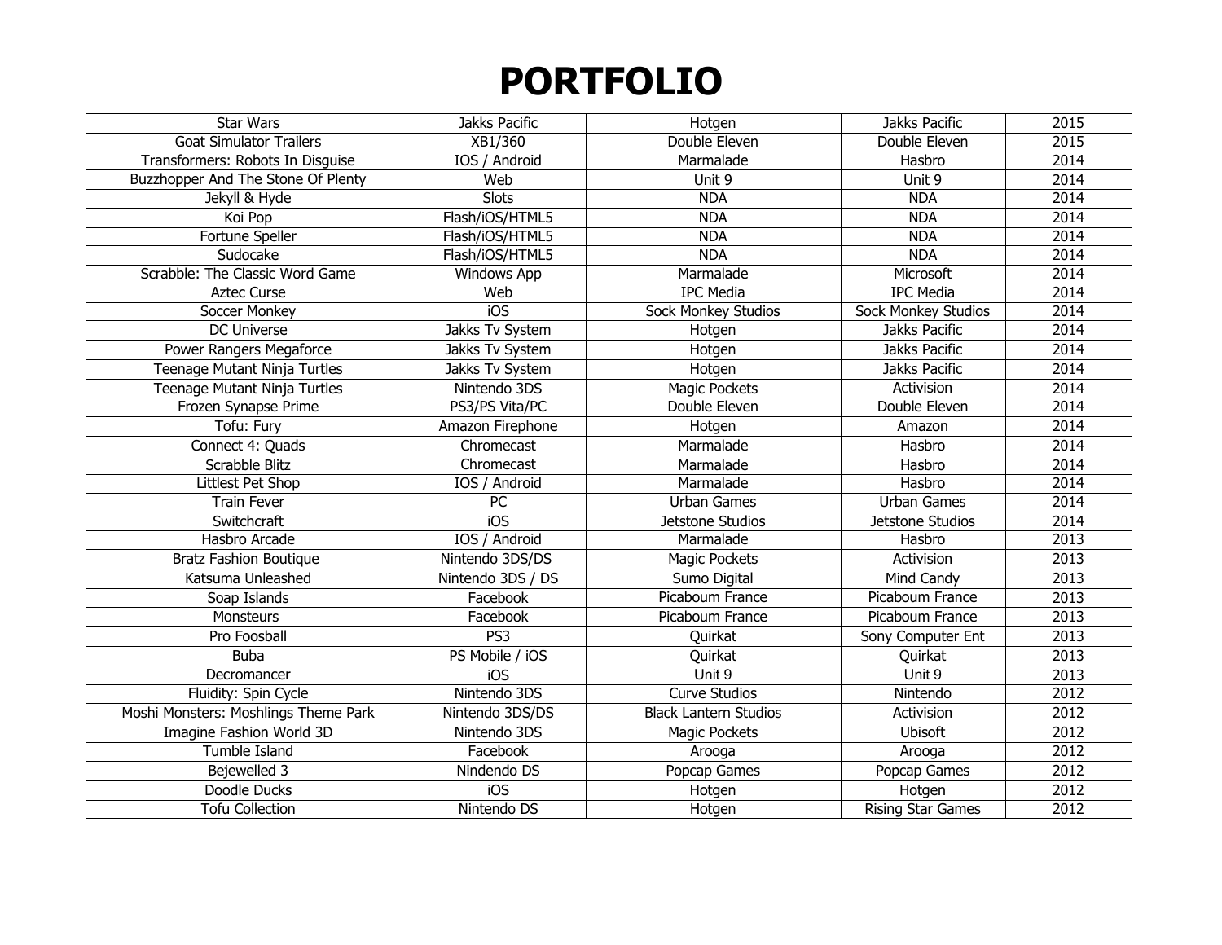# PORTFOLIO

| Star Wars | Jakks Pacific | Hotgen | Jakks Pacific | 2015 |
|---|---|---|---|---|
| Goat Simulator Trailers | XB1/360 | Double Eleven | Double Eleven | 2015 |
| Transformers: Robots In Disguise | IOS / Android | Marmalade | Hasbro | 2014 |
| Buzzhopper And The Stone Of Plenty | Web | Unit 9 | Unit 9 | 2014 |
| Jekyll & Hyde | Slots | NDA | NDA | 2014 |
| Koi Pop | Flash/iOS/HTML5 | NDA | NDA | 2014 |
| Fortune Speller | Flash/iOS/HTML5 | NDA | NDA | 2014 |
| Sudocake | Flash/iOS/HTML5 | NDA | NDA | 2014 |
| Scrabble: The Classic Word Game | Windows App | Marmalade | Microsoft | 2014 |
| Aztec Curse | Web | IPC Media | IPC Media | 2014 |
| Soccer Monkey | iOS | Sock Monkey Studios | Sock Monkey Studios | 2014 |
| DC Universe | Jakks Tv System | Hotgen | Jakks Pacific | 2014 |
| Power Rangers Megaforce | Jakks Tv System | Hotgen | Jakks Pacific | 2014 |
| Teenage Mutant Ninja Turtles | Jakks Tv System | Hotgen | Jakks Pacific | 2014 |
| Teenage Mutant Ninja Turtles | Nintendo 3DS | Magic Pockets | Activision | 2014 |
| Frozen Synapse Prime | PS3/PS Vita/PC | Double Eleven | Double Eleven | 2014 |
| Tofu: Fury | Amazon Firephone | Hotgen | Amazon | 2014 |
| Connect 4: Quads | Chromecast | Marmalade | Hasbro | 2014 |
| Scrabble Blitz | Chromecast | Marmalade | Hasbro | 2014 |
| Littlest Pet Shop | IOS / Android | Marmalade | Hasbro | 2014 |
| Train Fever | PC | Urban Games | Urban Games | 2014 |
| Switchcraft | iOS | Jetstone Studios | Jetstone Studios | 2014 |
| Hasbro Arcade | IOS / Android | Marmalade | Hasbro | 2013 |
| Bratz Fashion Boutique | Nintendo 3DS/DS | Magic Pockets | Activision | 2013 |
| Katsuma Unleashed | Nintendo 3DS / DS | Sumo Digital | Mind Candy | 2013 |
| Soap Islands | Facebook | Picaboum France | Picaboum France | 2013 |
| Monsteurs | Facebook | Picaboum France | Picaboum France | 2013 |
| Pro Foosball | PS3 | Quirkat | Sony Computer Ent | 2013 |
| Buba | PS Mobile / iOS | Quirkat | Quirkat | 2013 |
| Decromancer | iOS | Unit 9 | Unit 9 | 2013 |
| Fluidity: Spin Cycle | Nintendo 3DS | Curve Studios | Nintendo | 2012 |
| Moshi Monsters: Moshlings Theme Park | Nintendo 3DS/DS | Black Lantern Studios | Activision | 2012 |
| Imagine Fashion World 3D | Nintendo 3DS | Magic Pockets | Ubisoft | 2012 |
| Tumble Island | Facebook | Arooga | Arooga | 2012 |
| Bejewelled 3 | Nindendo DS | Popcap Games | Popcap Games | 2012 |
| Doodle Ducks | iOS | Hotgen | Hotgen | 2012 |
| Tofu Collection | Nintendo DS | Hotgen | Rising Star Games | 2012 |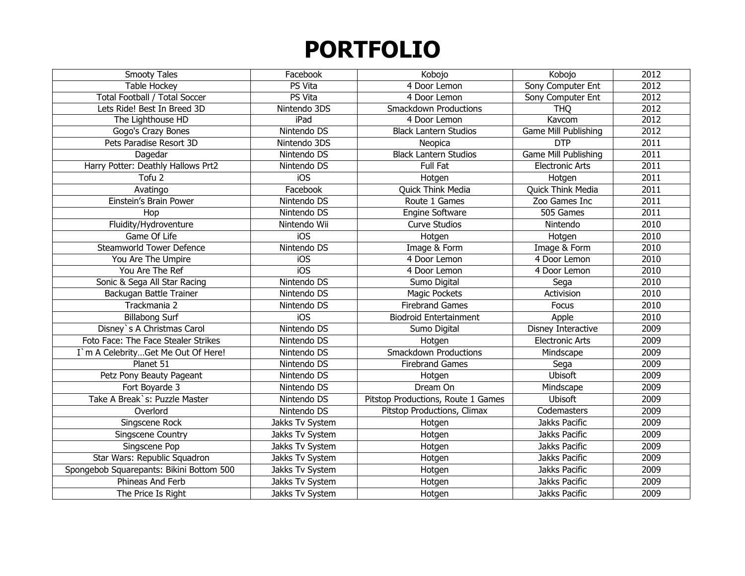# PORTFOLIO

| Smooty Tales | Facebook | Kobojo | Kobojo | 2012 |
|---|---|---|---|---|
| Table Hockey | PS Vita | 4 Door Lemon | Sony Computer Ent | 2012 |
| Total Football / Total Soccer | PS Vita | 4 Door Lemon | Sony Computer Ent | 2012 |
| Lets Ride! Best In Breed 3D | Nintendo 3DS | Smackdown Productions | THQ | 2012 |
| The Lighthouse HD | iPad | 4 Door Lemon | Kavcom | 2012 |
| Gogo's Crazy Bones | Nintendo DS | Black Lantern Studios | Game Mill Publishing | 2012 |
| Pets Paradise Resort 3D | Nintendo 3DS | Neopica | DTP | 2011 |
| Dagedar | Nintendo DS | Black Lantern Studios | Game Mill Publishing | 2011 |
| Harry Potter: Deathly Hallows Prt2 | Nintendo DS | Full Fat | Electronic Arts | 2011 |
| Tofu 2 | iOS | Hotgen | Hotgen | 2011 |
| Avatingo | Facebook | Quick Think Media | Quick Think Media | 2011 |
| Einstein's Brain Power | Nintendo DS | Route 1 Games | Zoo Games Inc | 2011 |
| Hop | Nintendo DS | Engine Software | 505 Games | 2011 |
| Fluidity/Hydroventure | Nintendo Wii | Curve Studios | Nintendo | 2010 |
| Game Of Life | iOS | Hotgen | Hotgen | 2010 |
| Steamworld Tower Defence | Nintendo DS | Image & Form | Image & Form | 2010 |
| You Are The Umpire | iOS | 4 Door Lemon | 4 Door Lemon | 2010 |
| You Are The Ref | iOS | 4 Door Lemon | 4 Door Lemon | 2010 |
| Sonic & Sega All Star Racing | Nintendo DS | Sumo Digital | Sega | 2010 |
| Backugan Battle Trainer | Nintendo DS | Magic Pockets | Activision | 2010 |
| Trackmania 2 | Nintendo DS | Firebrand Games | Focus | 2010 |
| Billabong Surf | iOS | Biodroid Entertainment | Apple | 2010 |
| Disney`s A Christmas Carol | Nintendo DS | Sumo Digital | Disney Interactive | 2009 |
| Foto Face: The Face Stealer Strikes | Nintendo DS | Hotgen | Electronic Arts | 2009 |
| I`m A Celebrity…Get Me Out Of Here! | Nintendo DS | Smackdown Productions | Mindscape | 2009 |
| Planet 51 | Nintendo DS | Firebrand Games | Sega | 2009 |
| Petz Pony Beauty Pageant | Nintendo DS | Hotgen | Ubisoft | 2009 |
| Fort Boyarde 3 | Nintendo DS | Dream On | Mindscape | 2009 |
| Take A Break`s: Puzzle Master | Nintendo DS | Pitstop Productions, Route 1 Games | Ubisoft | 2009 |
| Overlord | Nintendo DS | Pitstop Productions, Climax | Codemasters | 2009 |
| Singscene Rock | Jakks Tv System | Hotgen | Jakks Pacific | 2009 |
| Singscene Country | Jakks Tv System | Hotgen | Jakks Pacific | 2009 |
| Singscene Pop | Jakks Tv System | Hotgen | Jakks Pacific | 2009 |
| Star Wars: Republic Squadron | Jakks Tv System | Hotgen | Jakks Pacific | 2009 |
| Spongebob Squarepants: Bikini Bottom 500 | Jakks Tv System | Hotgen | Jakks Pacific | 2009 |
| Phineas And Ferb | Jakks Tv System | Hotgen | Jakks Pacific | 2009 |
| The Price Is Right | Jakks Tv System | Hotgen | Jakks Pacific | 2009 |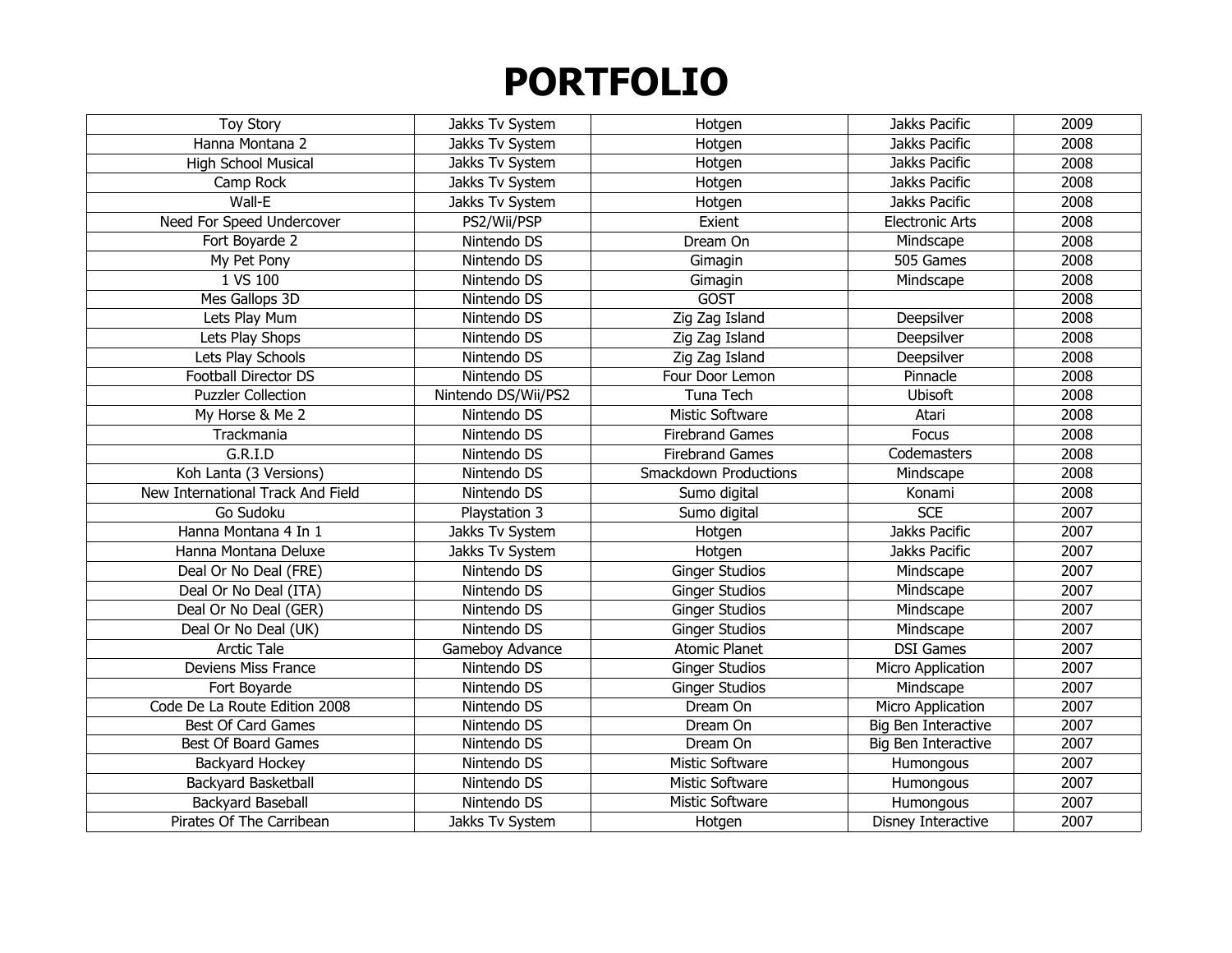# PORTFOLIO

| Toy Story | Jakks Tv System | Hotgen | Jakks Pacific | 2009 |
|---|---|---|---|---|
| Hanna Montana 2 | Jakks Tv System | Hotgen | Jakks Pacific | 2008 |
| High School Musical | Jakks Tv System | Hotgen | Jakks Pacific | 2008 |
| Camp Rock | Jakks Tv System | Hotgen | Jakks Pacific | 2008 |
| Wall-E | Jakks Tv System | Hotgen | Jakks Pacific | 2008 |
| Need For Speed Undercover | PS2/Wii/PSP | Exient | Electronic Arts | 2008 |
| Fort Boyarde 2 | Nintendo DS | Dream On | Mindscape | 2008 |
| My Pet Pony | Nintendo DS | Gimagin | 505 Games | 2008 |
| 1 VS 100 | Nintendo DS | Gimagin | Mindscape | 2008 |
| Mes Gallops 3D | Nintendo DS | GOST | | 2008 |
| Lets Play Mum | Nintendo DS | Zig Zag Island | Deepsilver | 2008 |
| Lets Play Shops | Nintendo DS | Zig Zag Island | Deepsilver | 2008 |
| Lets Play Schools | Nintendo DS | Zig Zag Island | Deepsilver | 2008 |
| Football Director DS | Nintendo DS | Four Door Lemon | Pinnacle | 2008 |
| Puzzler Collection | Nintendo DS/Wii/PS2 | Tuna Tech | Ubisoft | 2008 |
| My Horse & Me 2 | Nintendo DS | Mistic Software | Atari | 2008 |
| Trackmania | Nintendo DS | Firebrand Games | Focus | 2008 |
| G.R.I.D | Nintendo DS | Firebrand Games | Codemasters | 2008 |
| Koh Lanta (3 Versions) | Nintendo DS | Smackdown Productions | Mindscape | 2008 |
| New International Track And Field | Nintendo DS | Sumo digital | Konami | 2008 |
| Go Sudoku | Playstation 3 | Sumo digital | SCE | 2007 |
| Hanna Montana 4 In 1 | Jakks Tv System | Hotgen | Jakks Pacific | 2007 |
| Hanna Montana Deluxe | Jakks Tv System | Hotgen | Jakks Pacific | 2007 |
| Deal Or No Deal (FRE) | Nintendo DS | Ginger Studios | Mindscape | 2007 |
| Deal Or No Deal (ITA) | Nintendo DS | Ginger Studios | Mindscape | 2007 |
| Deal Or No Deal (GER) | Nintendo DS | Ginger Studios | Mindscape | 2007 |
| Deal Or No Deal (UK) | Nintendo DS | Ginger Studios | Mindscape | 2007 |
| Arctic Tale | Gameboy Advance | Atomic Planet | DSI Games | 2007 |
| Deviens Miss France | Nintendo DS | Ginger Studios | Micro Application | 2007 |
| Fort Boyarde | Nintendo DS | Ginger Studios | Mindscape | 2007 |
| Code De La Route Edition 2008 | Nintendo DS | Dream On | Micro Application | 2007 |
| Best Of Card Games | Nintendo DS | Dream On | Big Ben Interactive | 2007 |
| Best Of Board Games | Nintendo DS | Dream On | Big Ben Interactive | 2007 |
| Backyard Hockey | Nintendo DS | Mistic Software | Humongous | 2007 |
| Backyard Basketball | Nintendo DS | Mistic Software | Humongous | 2007 |
| Backyard Baseball | Nintendo DS | Mistic Software | Humongous | 2007 |
| Pirates Of The Carribean | Jakks Tv System | Hotgen | Disney Interactive | 2007 |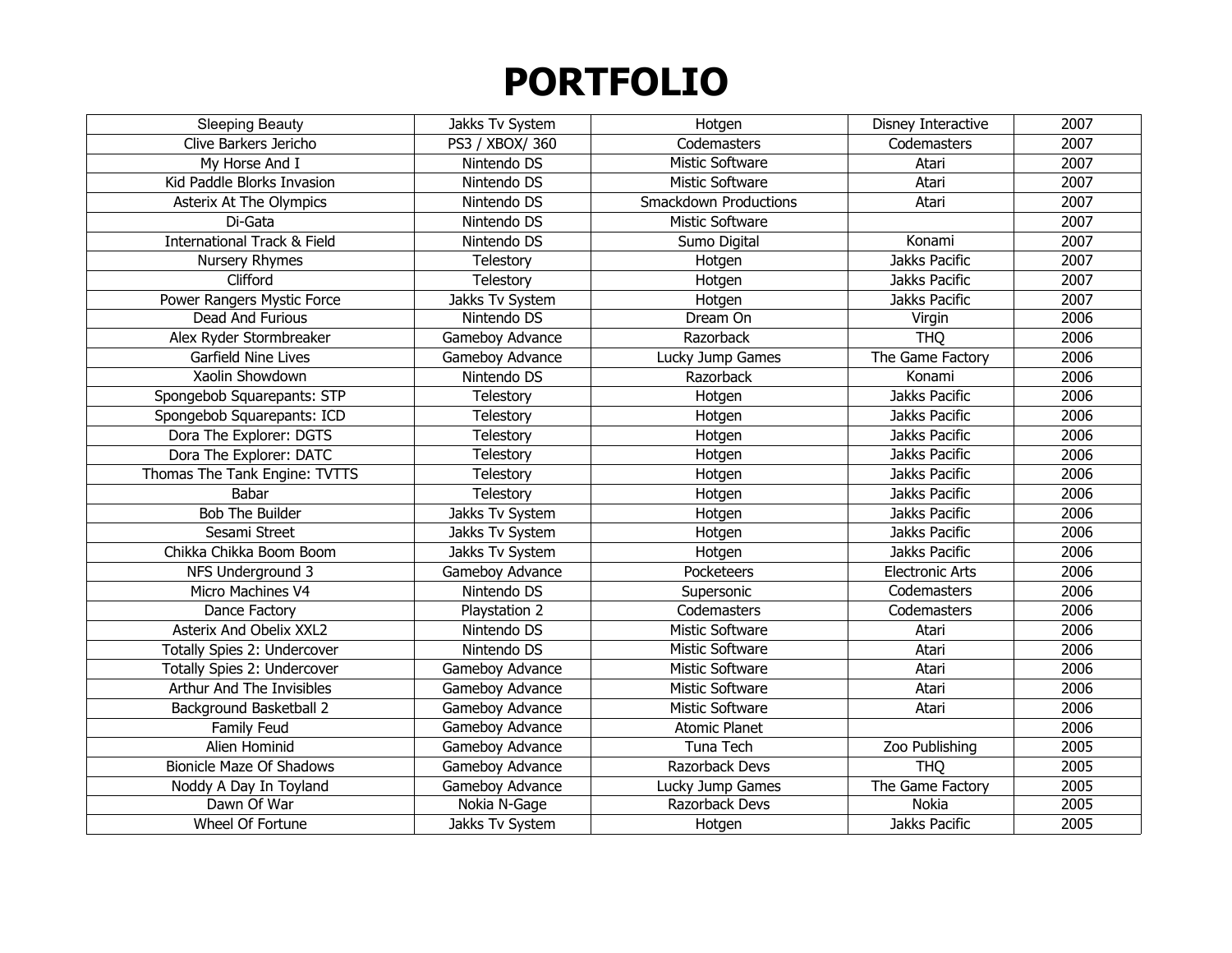# PORTFOLIO

| Sleeping Beauty | Jakks Tv System | Hotgen | Disney Interactive | 2007 |
|---|---|---|---|---|
| Clive Barkers Jericho | PS3 / XBOX/ 360 | Codemasters | Codemasters | 2007 |
| My Horse And I | Nintendo DS | Mistic Software | Atari | 2007 |
| Kid Paddle Blorks Invasion | Nintendo DS | Mistic Software | Atari | 2007 |
| Asterix At The Olympics | Nintendo DS | Smackdown Productions | Atari | 2007 |
| Di-Gata | Nintendo DS | Mistic Software | | 2007 |
| International Track & Field | Nintendo DS | Sumo Digital | Konami | 2007 |
| Nursery Rhymes | Telestory | Hotgen | Jakks Pacific | 2007 |
| Clifford | Telestory | Hotgen | Jakks Pacific | 2007 |
| Power Rangers Mystic Force | Jakks Tv System | Hotgen | Jakks Pacific | 2007 |
| Dead And Furious | Nintendo DS | Dream On | Virgin | 2006 |
| Alex Ryder Stormbreaker | Gameboy Advance | Razorback | THQ | 2006 |
| Garfield Nine Lives | Gameboy Advance | Lucky Jump Games | The Game Factory | 2006 |
| Xaolin Showdown | Nintendo DS | Razorback | Konami | 2006 |
| Spongebob Squarepants: STP | Telestory | Hotgen | Jakks Pacific | 2006 |
| Spongebob Squarepants: ICD | Telestory | Hotgen | Jakks Pacific | 2006 |
| Dora The Explorer: DGTS | Telestory | Hotgen | Jakks Pacific | 2006 |
| Dora The Explorer: DATC | Telestory | Hotgen | Jakks Pacific | 2006 |
| Thomas The Tank Engine: TVTTS | Telestory | Hotgen | Jakks Pacific | 2006 |
| Babar | Telestory | Hotgen | Jakks Pacific | 2006 |
| Bob The Builder | Jakks Tv System | Hotgen | Jakks Pacific | 2006 |
| Sesami Street | Jakks Tv System | Hotgen | Jakks Pacific | 2006 |
| Chikka Chikka Boom Boom | Jakks Tv System | Hotgen | Jakks Pacific | 2006 |
| NFS Underground 3 | Gameboy Advance | Pocketeers | Electronic Arts | 2006 |
| Micro Machines V4 | Nintendo DS | Supersonic | Codemasters | 2006 |
| Dance Factory | Playstation 2 | Codemasters | Codemasters | 2006 |
| Asterix And Obelix XXL2 | Nintendo DS | Mistic Software | Atari | 2006 |
| Totally Spies 2: Undercover | Nintendo DS | Mistic Software | Atari | 2006 |
| Totally Spies 2: Undercover | Gameboy Advance | Mistic Software | Atari | 2006 |
| Arthur And The Invisibles | Gameboy Advance | Mistic Software | Atari | 2006 |
| Background Basketball 2 | Gameboy Advance | Mistic Software | Atari | 2006 |
| Family Feud | Gameboy Advance | Atomic Planet | | 2006 |
| Alien Hominid | Gameboy Advance | Tuna Tech | Zoo Publishing | 2005 |
| Bionicle Maze Of Shadows | Gameboy Advance | Razorback Devs | THQ | 2005 |
| Noddy A Day In Toyland | Gameboy Advance | Lucky Jump Games | The Game Factory | 2005 |
| Dawn Of War | Nokia N-Gage | Razorback Devs | Nokia | 2005 |
| Wheel Of Fortune | Jakks Tv System | Hotgen | Jakks Pacific | 2005 |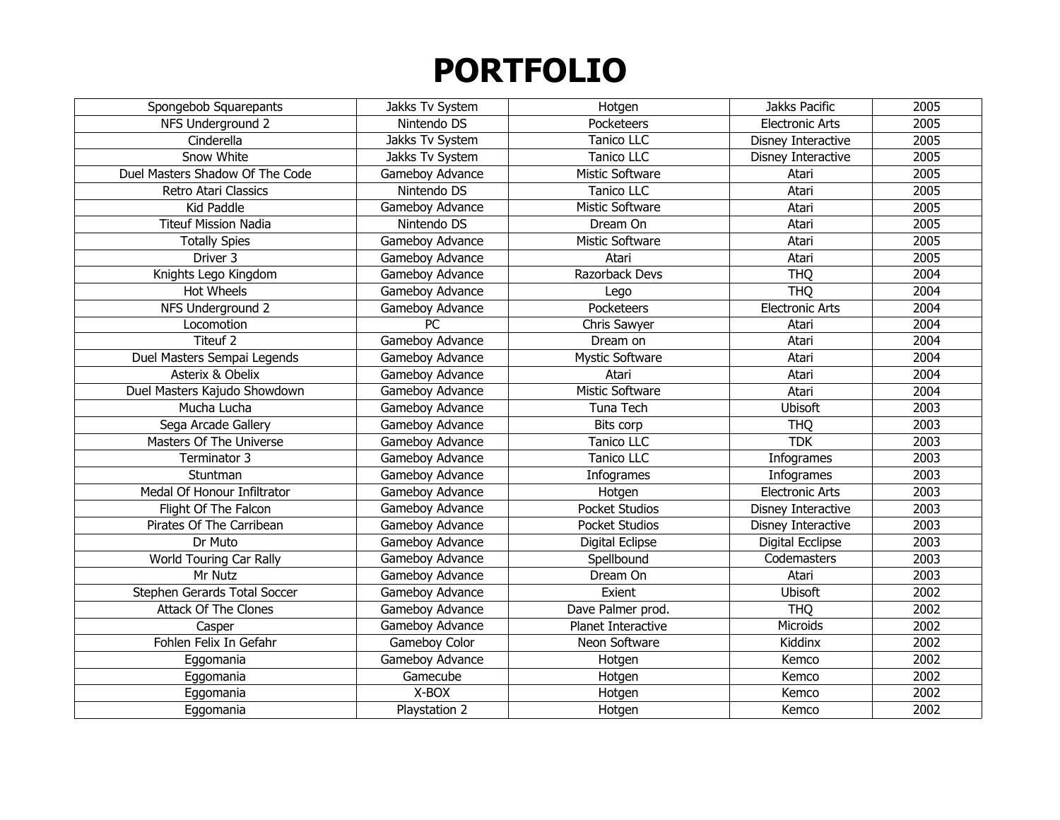# PORTFOLIO

| | | | | |
|---|---|---|---|---|
| Spongebob Squarepants | Jakks Tv System | Hotgen | Jakks Pacific | 2005 |
| NFS Underground 2 | Nintendo DS | Pocketeers | Electronic Arts | 2005 |
| Cinderella | Jakks Tv System | Tanico LLC | Disney Interactive | 2005 |
| Snow White | Jakks Tv System | Tanico LLC | Disney Interactive | 2005 |
| Duel Masters Shadow Of The Code | Gameboy Advance | Mistic Software | Atari | 2005 |
| Retro Atari Classics | Nintendo DS | Tanico LLC | Atari | 2005 |
| Kid Paddle | Gameboy Advance | Mistic Software | Atari | 2005 |
| Titeuf Mission Nadia | Nintendo DS | Dream On | Atari | 2005 |
| Totally Spies | Gameboy Advance | Mistic Software | Atari | 2005 |
| Driver 3 | Gameboy Advance | Atari | Atari | 2005 |
| Knights Lego Kingdom | Gameboy Advance | Razorback Devs | THQ | 2004 |
| Hot Wheels | Gameboy Advance | Lego | THQ | 2004 |
| NFS Underground 2 | Gameboy Advance | Pocketeers | Electronic Arts | 2004 |
| Locomotion | PC | Chris Sawyer | Atari | 2004 |
| Titeuf 2 | Gameboy Advance | Dream on | Atari | 2004 |
| Duel Masters Sempai Legends | Gameboy Advance | Mystic Software | Atari | 2004 |
| Asterix & Obelix | Gameboy Advance | Atari | Atari | 2004 |
| Duel Masters Kajudo Showdown | Gameboy Advance | Mistic Software | Atari | 2004 |
| Mucha Lucha | Gameboy Advance | Tuna Tech | Ubisoft | 2003 |
| Sega Arcade Gallery | Gameboy Advance | Bits corp | THQ | 2003 |
| Masters Of The Universe | Gameboy Advance | Tanico LLC | TDK | 2003 |
| Terminator 3 | Gameboy Advance | Tanico LLC | Infogrames | 2003 |
| Stuntman | Gameboy Advance | Infogrames | Infogrames | 2003 |
| Medal Of Honour Infiltrator | Gameboy Advance | Hotgen | Electronic Arts | 2003 |
| Flight Of The Falcon | Gameboy Advance | Pocket Studios | Disney Interactive | 2003 |
| Pirates Of The Carribean | Gameboy Advance | Pocket Studios | Disney Interactive | 2003 |
| Dr Muto | Gameboy Advance | Digital Eclipse | Digital Ecclipse | 2003 |
| World Touring Car Rally | Gameboy Advance | Spellbound | Codemasters | 2003 |
| Mr Nutz | Gameboy Advance | Dream On | Atari | 2003 |
| Stephen Gerards Total Soccer | Gameboy Advance | Exient | Ubisoft | 2002 |
| Attack Of The Clones | Gameboy Advance | Dave Palmer prod. | THQ | 2002 |
| Casper | Gameboy Advance | Planet Interactive | Microids | 2002 |
| Fohlen Felix In Gefahr | Gameboy Color | Neon Software | Kiddinx | 2002 |
| Eggomania | Gameboy Advance | Hotgen | Kemco | 2002 |
| Eggomania | Gamecube | Hotgen | Kemco | 2002 |
| Eggomania | X-BOX | Hotgen | Kemco | 2002 |
| Eggomania | Playstation 2 | Hotgen | Kemco | 2002 |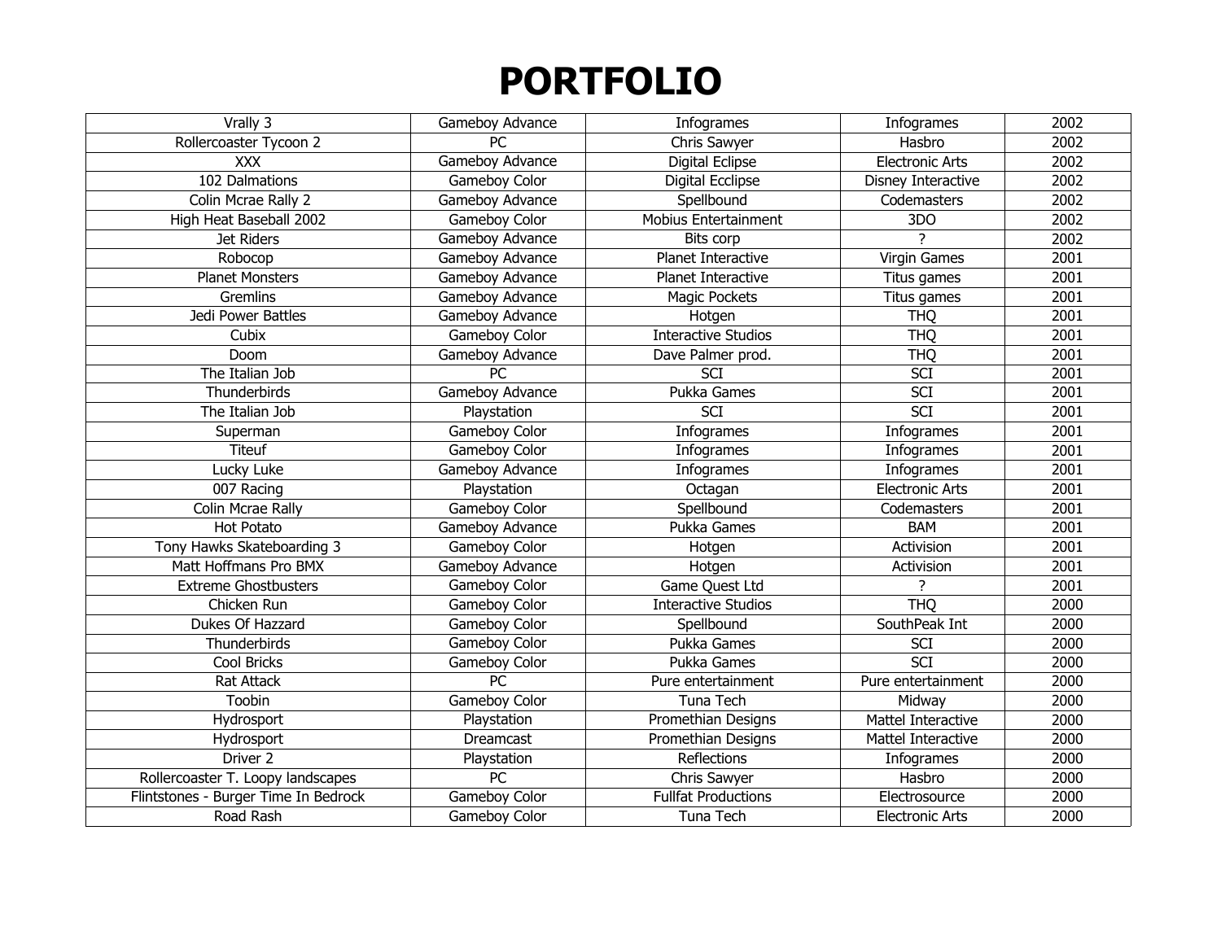# PORTFOLIO

| Vrally 3 | Gameboy Advance | Infogrames | Infogrames | 2002 |
|---|---|---|---|---|
| Rollercoaster Tycoon 2 | PC | Chris Sawyer | Hasbro | 2002 |
| XXX | Gameboy Advance | Digital Eclipse | Electronic Arts | 2002 |
| 102 Dalmations | Gameboy Color | Digital Ecclipse | Disney Interactive | 2002 |
| Colin Mcrae Rally 2 | Gameboy Advance | Spellbound | Codemasters | 2002 |
| High Heat Baseball 2002 | Gameboy Color | Mobius Entertainment | 3DO | 2002 |
| Jet Riders | Gameboy Advance | Bits corp | ? | 2002 |
| Robocop | Gameboy Advance | Planet Interactive | Virgin Games | 2001 |
| Planet Monsters | Gameboy Advance | Planet Interactive | Titus games | 2001 |
| Gremlins | Gameboy Advance | Magic Pockets | Titus games | 2001 |
| Jedi Power Battles | Gameboy Advance | Hotgen | THQ | 2001 |
| Cubix | Gameboy Color | Interactive Studios | THQ | 2001 |
| Doom | Gameboy Advance | Dave Palmer prod. | THQ | 2001 |
| The Italian Job | PC | SCI | SCI | 2001 |
| Thunderbirds | Gameboy Advance | Pukka Games | SCI | 2001 |
| The Italian Job | Playstation | SCI | SCI | 2001 |
| Superman | Gameboy Color | Infogrames | Infogrames | 2001 |
| Titeuf | Gameboy Color | Infogrames | Infogrames | 2001 |
| Lucky Luke | Gameboy Advance | Infogrames | Infogrames | 2001 |
| 007 Racing | Playstation | Octagan | Electronic Arts | 2001 |
| Colin Mcrae Rally | Gameboy Color | Spellbound | Codemasters | 2001 |
| Hot Potato | Gameboy Advance | Pukka Games | BAM | 2001 |
| Tony Hawks Skateboarding 3 | Gameboy Color | Hotgen | Activision | 2001 |
| Matt Hoffmans Pro BMX | Gameboy Advance | Hotgen | Activision | 2001 |
| Extreme Ghostbusters | Gameboy Color | Game Quest Ltd | ? | 2001 |
| Chicken Run | Gameboy Color | Interactive Studios | THQ | 2000 |
| Dukes Of Hazzard | Gameboy Color | Spellbound | SouthPeak Int | 2000 |
| Thunderbirds | Gameboy Color | Pukka Games | SCI | 2000 |
| Cool Bricks | Gameboy Color | Pukka Games | SCI | 2000 |
| Rat Attack | PC | Pure entertainment | Pure entertainment | 2000 |
| Toobin | Gameboy Color | Tuna Tech | Midway | 2000 |
| Hydrosport | Playstation | Promethian Designs | Mattel Interactive | 2000 |
| Hydrosport | Dreamcast | Promethian Designs | Mattel Interactive | 2000 |
| Driver 2 | Playstation | Reflections | Infogrames | 2000 |
| Rollercoaster T. Loopy landscapes | PC | Chris Sawyer | Hasbro | 2000 |
| Flintstones - Burger Time In Bedrock | Gameboy Color | Fullfat Productions | Electrosource | 2000 |
| Road Rash | Gameboy Color | Tuna Tech | Electronic Arts | 2000 |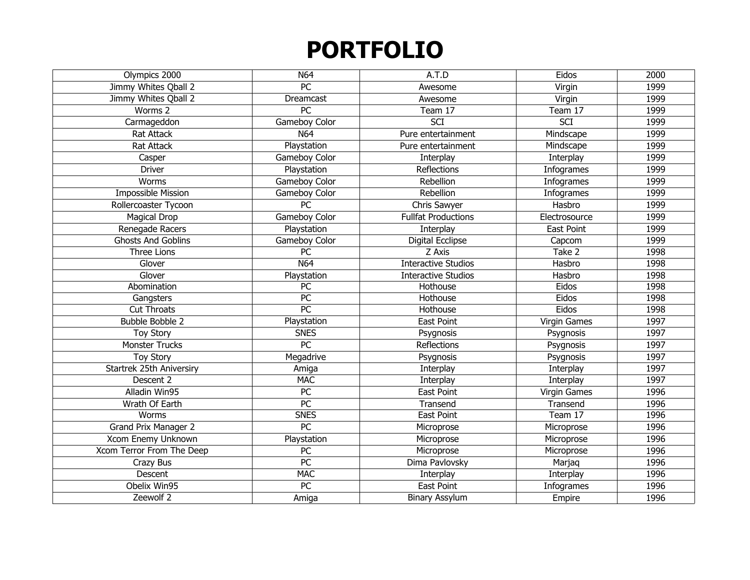# PORTFOLIO

| | | | | |
|---|---|---|---|---|
| Olympics 2000 | N64 | A.T.D | Eidos | 2000 |
| Jimmy Whites Qball 2 | PC | Awesome | Virgin | 1999 |
| Jimmy Whites Qball 2 | Dreamcast | Awesome | Virgin | 1999 |
| Worms 2 | PC | Team 17 | Team 17 | 1999 |
| Carmageddon | Gameboy Color | SCI | SCI | 1999 |
| Rat Attack | N64 | Pure entertainment | Mindscape | 1999 |
| Rat Attack | Playstation | Pure entertainment | Mindscape | 1999 |
| Casper | Gameboy Color | Interplay | Interplay | 1999 |
| Driver | Playstation | Reflections | Infogrames | 1999 |
| Worms | Gameboy Color | Rebellion | Infogrames | 1999 |
| Impossible Mission | Gameboy Color | Rebellion | Infogrames | 1999 |
| Rollercoaster Tycoon | PC | Chris Sawyer | Hasbro | 1999 |
| Magical Drop | Gameboy Color | Fullfat Productions | Electrosource | 1999 |
| Renegade Racers | Playstation | Interplay | East Point | 1999 |
| Ghosts And Goblins | Gameboy Color | Digital Ecclipse | Capcom | 1999 |
| Three Lions | PC | Z Axis | Take 2 | 1998 |
| Glover | N64 | Interactive Studios | Hasbro | 1998 |
| Glover | Playstation | Interactive Studios | Hasbro | 1998 |
| Abomination | PC | Hothouse | Eidos | 1998 |
| Gangsters | PC | Hothouse | Eidos | 1998 |
| Cut Throats | PC | Hothouse | Eidos | 1998 |
| Bubble Bobble 2 | Playstation | East Point | Virgin Games | 1997 |
| Toy Story | SNES | Psygnosis | Psygnosis | 1997 |
| Monster Trucks | PC | Reflections | Psygnosis | 1997 |
| Toy Story | Megadrive | Psygnosis | Psygnosis | 1997 |
| Startrek 25th Aniversiry | Amiga | Interplay | Interplay | 1997 |
| Descent 2 | MAC | Interplay | Interplay | 1997 |
| Alladin Win95 | PC | East Point | Virgin Games | 1996 |
| Wrath Of Earth | PC | Transend | Transend | 1996 |
| Worms | SNES | East Point | Team 17 | 1996 |
| Grand Prix Manager 2 | PC | Microprose | Microprose | 1996 |
| Xcom Enemy Unknown | Playstation | Microprose | Microprose | 1996 |
| Xcom Terror From The Deep | PC | Microprose | Microprose | 1996 |
| Crazy Bus | PC | Dima Pavlovsky | Marjaq | 1996 |
| Descent | MAC | Interplay | Interplay | 1996 |
| Obelix Win95 | PC | East Point | Infogrames | 1996 |
| Zeewolf 2 | Amiga | Binary Assylum | Empire | 1996 |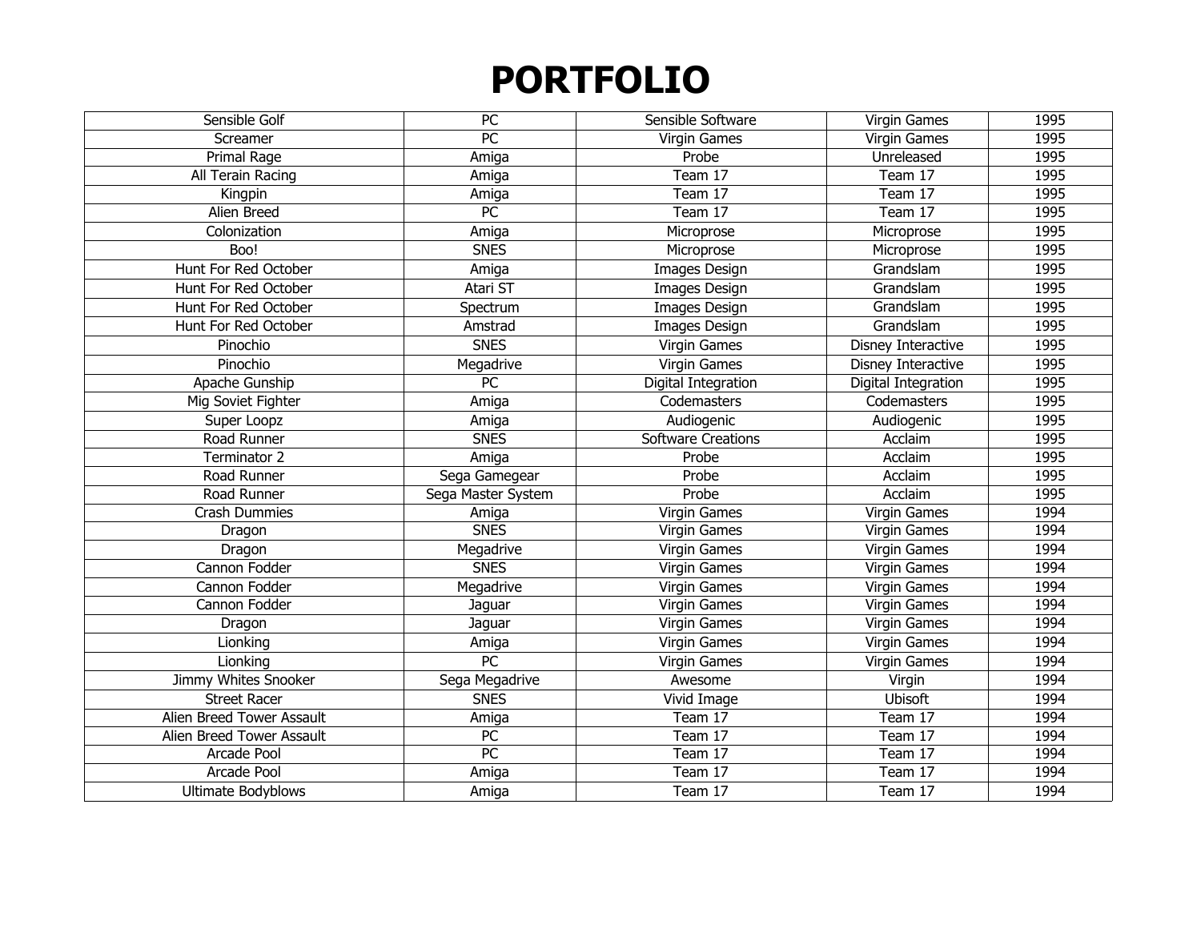# PORTFOLIO

| | | | | |
|---|---|---|---|---|
| Sensible Golf | PC | Sensible Software | Virgin Games | 1995 |
| Screamer | PC | Virgin Games | Virgin Games | 1995 |
| Primal Rage | Amiga | Probe | Unreleased | 1995 |
| All Terain Racing | Amiga | Team 17 | Team 17 | 1995 |
| Kingpin | Amiga | Team 17 | Team 17 | 1995 |
| Alien Breed | PC | Team 17 | Team 17 | 1995 |
| Colonization | Amiga | Microprose | Microprose | 1995 |
| Boo! | SNES | Microprose | Microprose | 1995 |
| Hunt For Red October | Amiga | Images Design | Grandslam | 1995 |
| Hunt For Red October | Atari ST | Images Design | Grandslam | 1995 |
| Hunt For Red October | Spectrum | Images Design | Grandslam | 1995 |
| Hunt For Red October | Amstrad | Images Design | Grandslam | 1995 |
| Pinochio | SNES | Virgin Games | Disney Interactive | 1995 |
| Pinochio | Megadrive | Virgin Games | Disney Interactive | 1995 |
| Apache Gunship | PC | Digital Integration | Digital Integration | 1995 |
| Mig Soviet Fighter | Amiga | Codemasters | Codemasters | 1995 |
| Super Loopz | Amiga | Audiogenic | Audiogenic | 1995 |
| Road Runner | SNES | Software Creations | Acclaim | 1995 |
| Terminator 2 | Amiga | Probe | Acclaim | 1995 |
| Road Runner | Sega Gamegear | Probe | Acclaim | 1995 |
| Road Runner | Sega Master System | Probe | Acclaim | 1995 |
| Crash Dummies | Amiga | Virgin Games | Virgin Games | 1994 |
| Dragon | SNES | Virgin Games | Virgin Games | 1994 |
| Dragon | Megadrive | Virgin Games | Virgin Games | 1994 |
| Cannon Fodder | SNES | Virgin Games | Virgin Games | 1994 |
| Cannon Fodder | Megadrive | Virgin Games | Virgin Games | 1994 |
| Cannon Fodder | Jaguar | Virgin Games | Virgin Games | 1994 |
| Dragon | Jaguar | Virgin Games | Virgin Games | 1994 |
| Lionking | Amiga | Virgin Games | Virgin Games | 1994 |
| Lionking | PC | Virgin Games | Virgin Games | 1994 |
| Jimmy Whites Snooker | Sega Megadrive | Awesome | Virgin | 1994 |
| Street Racer | SNES | Vivid Image | Ubisoft | 1994 |
| Alien Breed Tower Assault | Amiga | Team 17 | Team 17 | 1994 |
| Alien Breed Tower Assault | PC | Team 17 | Team 17 | 1994 |
| Arcade Pool | PC | Team 17 | Team 17 | 1994 |
| Arcade Pool | Amiga | Team 17 | Team 17 | 1994 |
| Ultimate Bodyblows | Amiga | Team 17 | Team 17 | 1994 |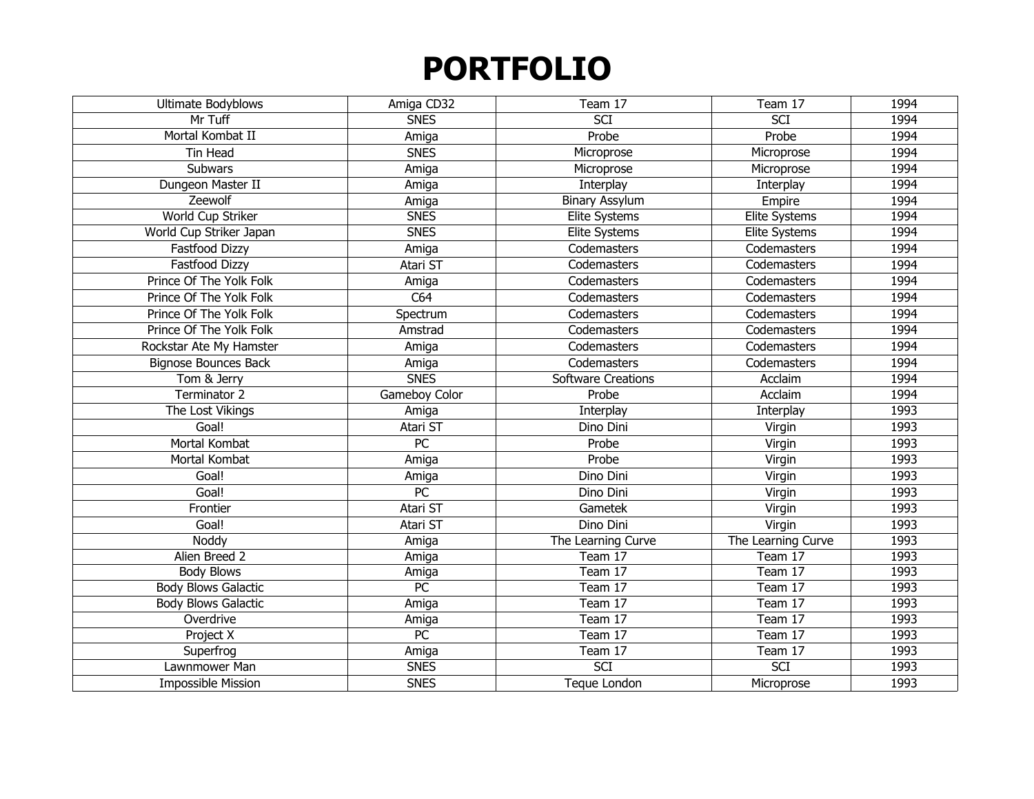# PORTFOLIO

| | | | | |
|---|---|---|---|---|
| Ultimate Bodyblows | Amiga CD32 | Team 17 | Team 17 | 1994 |
| Mr Tuff | SNES | SCI | SCI | 1994 |
| Mortal Kombat II | Amiga | Probe | Probe | 1994 |
| Tin Head | SNES | Microprose | Microprose | 1994 |
| Subwars | Amiga | Microprose | Microprose | 1994 |
| Dungeon Master II | Amiga | Interplay | Interplay | 1994 |
| Zeewolf | Amiga | Binary Assylum | Empire | 1994 |
| World Cup Striker | SNES | Elite Systems | Elite Systems | 1994 |
| World Cup Striker Japan | SNES | Elite Systems | Elite Systems | 1994 |
| Fastfood Dizzy | Amiga | Codemasters | Codemasters | 1994 |
| Fastfood Dizzy | Atari ST | Codemasters | Codemasters | 1994 |
| Prince Of The Yolk Folk | Amiga | Codemasters | Codemasters | 1994 |
| Prince Of The Yolk Folk | C64 | Codemasters | Codemasters | 1994 |
| Prince Of The Yolk Folk | Spectrum | Codemasters | Codemasters | 1994 |
| Prince Of The Yolk Folk | Amstrad | Codemasters | Codemasters | 1994 |
| Rockstar Ate My Hamster | Amiga | Codemasters | Codemasters | 1994 |
| Bignose Bounces Back | Amiga | Codemasters | Codemasters | 1994 |
| Tom & Jerry | SNES | Software Creations | Acclaim | 1994 |
| Terminator 2 | Gameboy Color | Probe | Acclaim | 1994 |
| The Lost Vikings | Amiga | Interplay | Interplay | 1993 |
| Goal! | Atari ST | Dino Dini | Virgin | 1993 |
| Mortal Kombat | PC | Probe | Virgin | 1993 |
| Mortal Kombat | Amiga | Probe | Virgin | 1993 |
| Goal! | Amiga | Dino Dini | Virgin | 1993 |
| Goal! | PC | Dino Dini | Virgin | 1993 |
| Frontier | Atari ST | Gametek | Virgin | 1993 |
| Goal! | Atari ST | Dino Dini | Virgin | 1993 |
| Noddy | Amiga | The Learning Curve | The Learning Curve | 1993 |
| Alien Breed 2 | Amiga | Team 17 | Team 17 | 1993 |
| Body Blows | Amiga | Team 17 | Team 17 | 1993 |
| Body Blows Galactic | PC | Team 17 | Team 17 | 1993 |
| Body Blows Galactic | Amiga | Team 17 | Team 17 | 1993 |
| Overdrive | Amiga | Team 17 | Team 17 | 1993 |
| Project X | PC | Team 17 | Team 17 | 1993 |
| Superfrog | Amiga | Team 17 | Team 17 | 1993 |
| Lawnmower Man | SNES | SCI | SCI | 1993 |
| Impossible Mission | SNES | Teque London | Microprose | 1993 |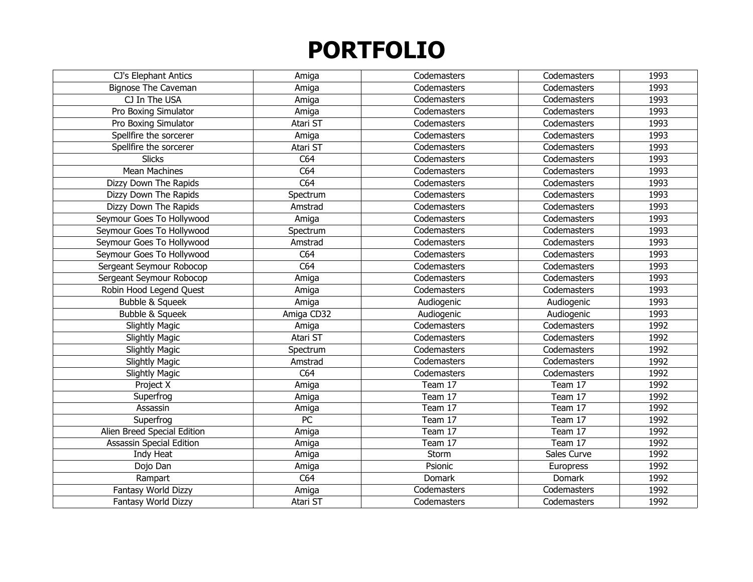# PORTFOLIO

| CJ's Elephant Antics | Amiga | Codemasters | Codemasters | 1993 |
|---|---|---|---|---|
| Bignose The Caveman | Amiga | Codemasters | Codemasters | 1993 |
| CJ In The USA | Amiga | Codemasters | Codemasters | 1993 |
| Pro Boxing Simulator | Amiga | Codemasters | Codemasters | 1993 |
| Pro Boxing Simulator | Atari ST | Codemasters | Codemasters | 1993 |
| Spellfire the sorcerer | Amiga | Codemasters | Codemasters | 1993 |
| Spellfire the sorcerer | Atari ST | Codemasters | Codemasters | 1993 |
| Slicks | C64 | Codemasters | Codemasters | 1993 |
| Mean Machines | C64 | Codemasters | Codemasters | 1993 |
| Dizzy Down The Rapids | C64 | Codemasters | Codemasters | 1993 |
| Dizzy Down The Rapids | Spectrum | Codemasters | Codemasters | 1993 |
| Dizzy Down The Rapids | Amstrad | Codemasters | Codemasters | 1993 |
| Seymour Goes To Hollywood | Amiga | Codemasters | Codemasters | 1993 |
| Seymour Goes To Hollywood | Spectrum | Codemasters | Codemasters | 1993 |
| Seymour Goes To Hollywood | Amstrad | Codemasters | Codemasters | 1993 |
| Seymour Goes To Hollywood | C64 | Codemasters | Codemasters | 1993 |
| Sergeant Seymour Robocop | C64 | Codemasters | Codemasters | 1993 |
| Sergeant Seymour Robocop | Amiga | Codemasters | Codemasters | 1993 |
| Robin Hood Legend Quest | Amiga | Codemasters | Codemasters | 1993 |
| Bubble & Squeek | Amiga | Audiogenic | Audiogenic | 1993 |
| Bubble & Squeek | Amiga CD32 | Audiogenic | Audiogenic | 1993 |
| Slightly Magic | Amiga | Codemasters | Codemasters | 1992 |
| Slightly Magic | Atari ST | Codemasters | Codemasters | 1992 |
| Slightly Magic | Spectrum | Codemasters | Codemasters | 1992 |
| Slightly Magic | Amstrad | Codemasters | Codemasters | 1992 |
| Slightly Magic | C64 | Codemasters | Codemasters | 1992 |
| Project X | Amiga | Team 17 | Team 17 | 1992 |
| Superfrog | Amiga | Team 17 | Team 17 | 1992 |
| Assassin | Amiga | Team 17 | Team 17 | 1992 |
| Superfrog | PC | Team 17 | Team 17 | 1992 |
| Alien Breed Special Edition | Amiga | Team 17 | Team 17 | 1992 |
| Assassin Special Edition | Amiga | Team 17 | Team 17 | 1992 |
| Indy Heat | Amiga | Storm | Sales Curve | 1992 |
| Dojo Dan | Amiga | Psionic | Europress | 1992 |
| Rampart | C64 | Domark | Domark | 1992 |
| Fantasy World Dizzy | Amiga | Codemasters | Codemasters | 1992 |
| Fantasy World Dizzy | Atari ST | Codemasters | Codemasters | 1992 |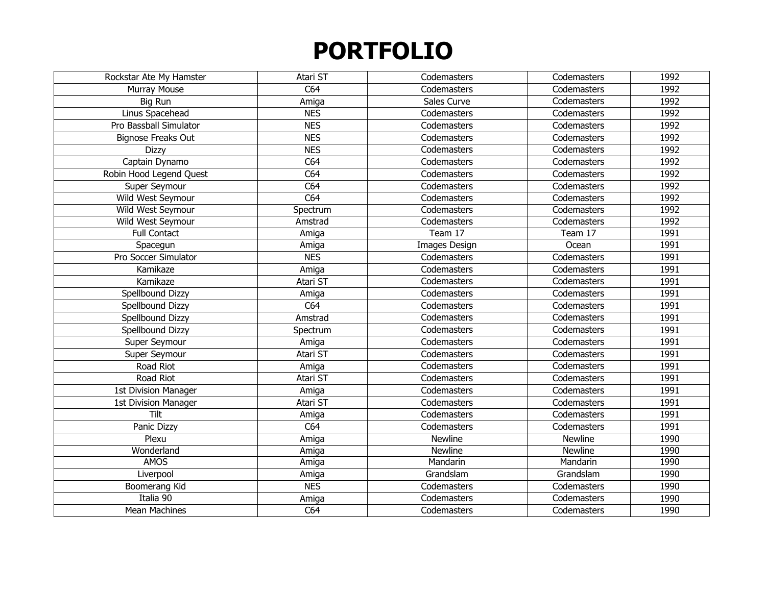# PORTFOLIO

| | | | | |
|---|---|---|---|---|
| Rockstar Ate My Hamster | Atari ST | Codemasters | Codemasters | 1992 |
| Murray Mouse | C64 | Codemasters | Codemasters | 1992 |
| Big Run | Amiga | Sales Curve | Codemasters | 1992 |
| Linus Spacehead | NES | Codemasters | Codemasters | 1992 |
| Pro Bassball Simulator | NES | Codemasters | Codemasters | 1992 |
| Bignose Freaks Out | NES | Codemasters | Codemasters | 1992 |
| Dizzy | NES | Codemasters | Codemasters | 1992 |
| Captain Dynamo | C64 | Codemasters | Codemasters | 1992 |
| Robin Hood Legend Quest | C64 | Codemasters | Codemasters | 1992 |
| Super Seymour | C64 | Codemasters | Codemasters | 1992 |
| Wild West Seymour | C64 | Codemasters | Codemasters | 1992 |
| Wild West Seymour | Spectrum | Codemasters | Codemasters | 1992 |
| Wild West Seymour | Amstrad | Codemasters | Codemasters | 1992 |
| Full Contact | Amiga | Team 17 | Team 17 | 1991 |
| Spacegun | Amiga | Images Design | Ocean | 1991 |
| Pro Soccer Simulator | NES | Codemasters | Codemasters | 1991 |
| Kamikaze | Amiga | Codemasters | Codemasters | 1991 |
| Kamikaze | Atari ST | Codemasters | Codemasters | 1991 |
| Spellbound Dizzy | Amiga | Codemasters | Codemasters | 1991 |
| Spellbound Dizzy | C64 | Codemasters | Codemasters | 1991 |
| Spellbound Dizzy | Amstrad | Codemasters | Codemasters | 1991 |
| Spellbound Dizzy | Spectrum | Codemasters | Codemasters | 1991 |
| Super Seymour | Amiga | Codemasters | Codemasters | 1991 |
| Super Seymour | Atari ST | Codemasters | Codemasters | 1991 |
| Road Riot | Amiga | Codemasters | Codemasters | 1991 |
| Road Riot | Atari ST | Codemasters | Codemasters | 1991 |
| 1st Division Manager | Amiga | Codemasters | Codemasters | 1991 |
| 1st Division Manager | Atari ST | Codemasters | Codemasters | 1991 |
| Tilt | Amiga | Codemasters | Codemasters | 1991 |
| Panic Dizzy | C64 | Codemasters | Codemasters | 1991 |
| Plexu | Amiga | Newline | Newline | 1990 |
| Wonderland | Amiga | Newline | Newline | 1990 |
| AMOS | Amiga | Mandarin | Mandarin | 1990 |
| Liverpool | Amiga | Grandslam | Grandslam | 1990 |
| Boomerang Kid | NES | Codemasters | Codemasters | 1990 |
| Italia 90 | Amiga | Codemasters | Codemasters | 1990 |
| Mean Machines | C64 | Codemasters | Codemasters | 1990 |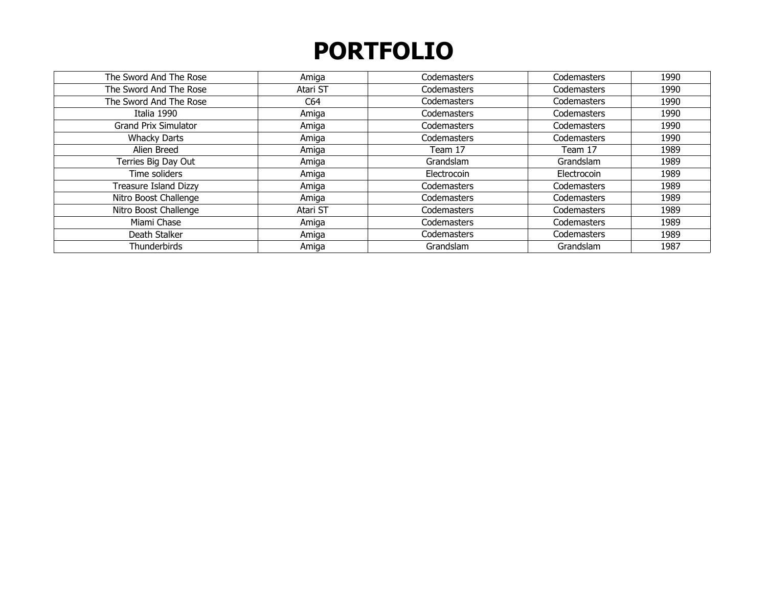# PORTFOLIO

| | | | | |
|---|---|---|---|---|
| The Sword And The Rose | Amiga | Codemasters | Codemasters | 1990 |
| The Sword And The Rose | Atari ST | Codemasters | Codemasters | 1990 |
| The Sword And The Rose | C64 | Codemasters | Codemasters | 1990 |
| Italia 1990 | Amiga | Codemasters | Codemasters | 1990 |
| Grand Prix Simulator | Amiga | Codemasters | Codemasters | 1990 |
| Whacky Darts | Amiga | Codemasters | Codemasters | 1990 |
| Alien Breed | Amiga | Team 17 | Team 17 | 1989 |
| Terries Big Day Out | Amiga | Grandslam | Grandslam | 1989 |
| Time soliders | Amiga | Electrocoin | Electrocoin | 1989 |
| Treasure Island Dizzy | Amiga | Codemasters | Codemasters | 1989 |
| Nitro Boost Challenge | Amiga | Codemasters | Codemasters | 1989 |
| Nitro Boost Challenge | Atari ST | Codemasters | Codemasters | 1989 |
| Miami Chase | Amiga | Codemasters | Codemasters | 1989 |
| Death Stalker | Amiga | Codemasters | Codemasters | 1989 |
| Thunderbirds | Amiga | Grandslam | Grandslam | 1987 |